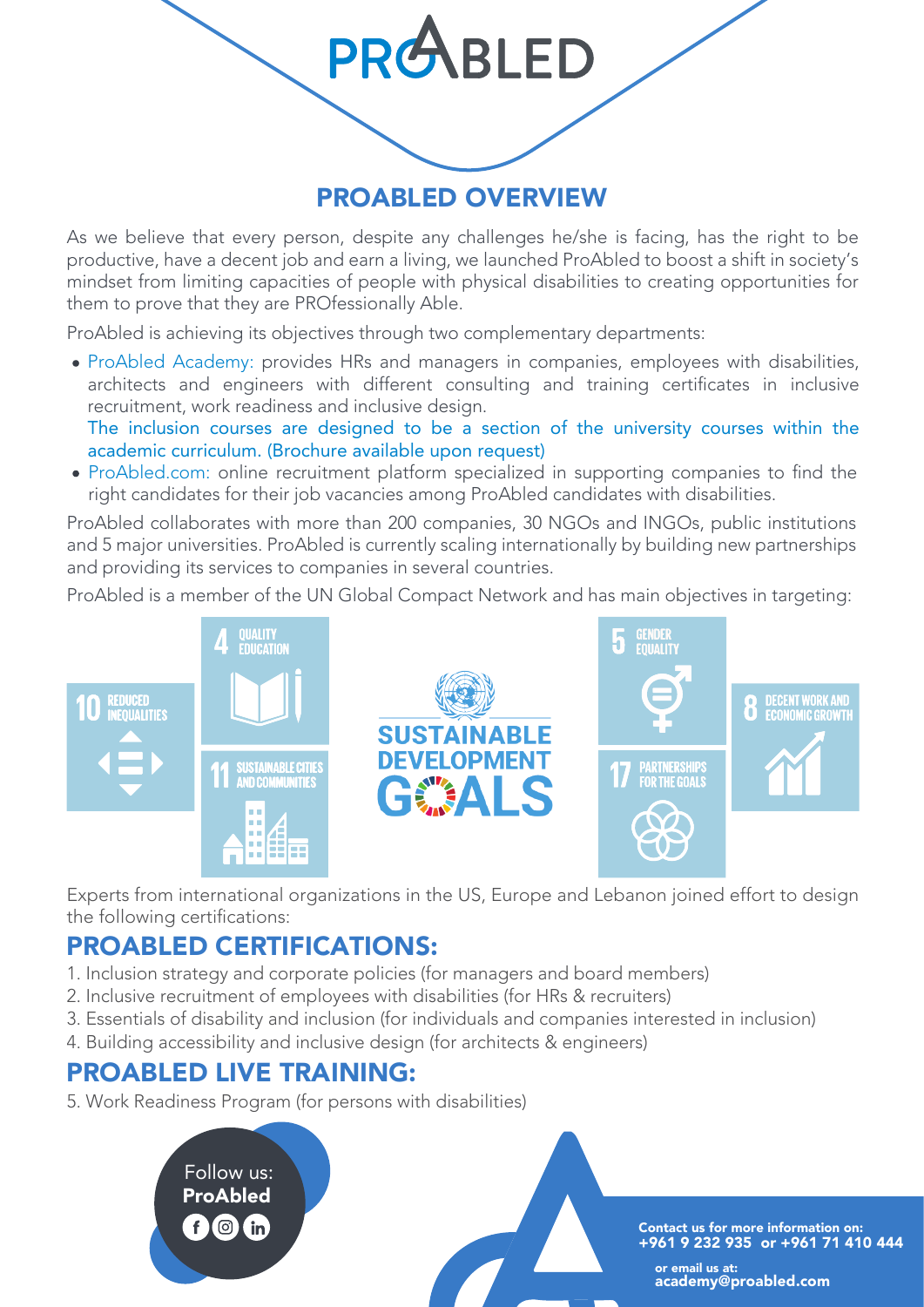# PROABLED

## PROABLED OVERVIEW

As we believe that every person, despite any challenges he/she is facing, has the right to be productive, have a decent job and earn a living, we launched ProAbled to boost a shift in society's mindset from limiting capacities of people with physical disabilities to creating opportunities for them to prove that they are PROfessionally Able.

ProAbled is achieving its objectives through two complementary departments:

- ProAbled Academy: provides HRs and managers in companies, employees with disabilities, architects and engineers with different consulting and training certificates in inclusive recruitment, work readiness and inclusive design.
  The inclusion courses are designed to be a section of the university courses within the academic curriculum. (Brochure available upon request)
- ProAbled.com: online recruitment platform specialized in supporting companies to find the right candidates for their job vacancies among ProAbled candidates with disabilities.

ProAbled collaborates with more than 200 companies, 30 NGOs and INGOs, public institutions and 5 major universities. ProAbled is currently scaling internationally by building new partnerships and providing its services to companies in several countries.

ProAbled is a member of the UN Global Compact Network and has main objectives in targeting:

10 REDUCED INEQUALITIES
4 QUALITY EDUCATION
11 SUSTAINABLE CITIES AND COMMUNITIES
SUSTAINABLE DEVELOPMENT GOALS
5 GENDER EQUALITY
17 PARTNERSHIPS FOR THE GOALS
8 DECENT WORK AND ECONOMIC GROWTH

Experts from international organizations in the US, Europe and Lebanon joined effort to design the following certifications:

## PROABLED CERTIFICATIONS:

1. Inclusion strategy and corporate policies (for managers and board members)
2. Inclusive recruitment of employees with disabilities (for HRs & recruiters)
3. Essentials of disability and inclusion (for individuals and companies interested in inclusion)
4. Building accessibility and inclusive design (for architects & engineers)

## PROABLED LIVE TRAINING:

5. Work Readiness Program (for persons with disabilities)

Follow us:
**ProAbled**

**Contact us for more information on:**
**+961 9 232 935 or +961 71 410 444**

**or email us at:**
**academy@proabled.com**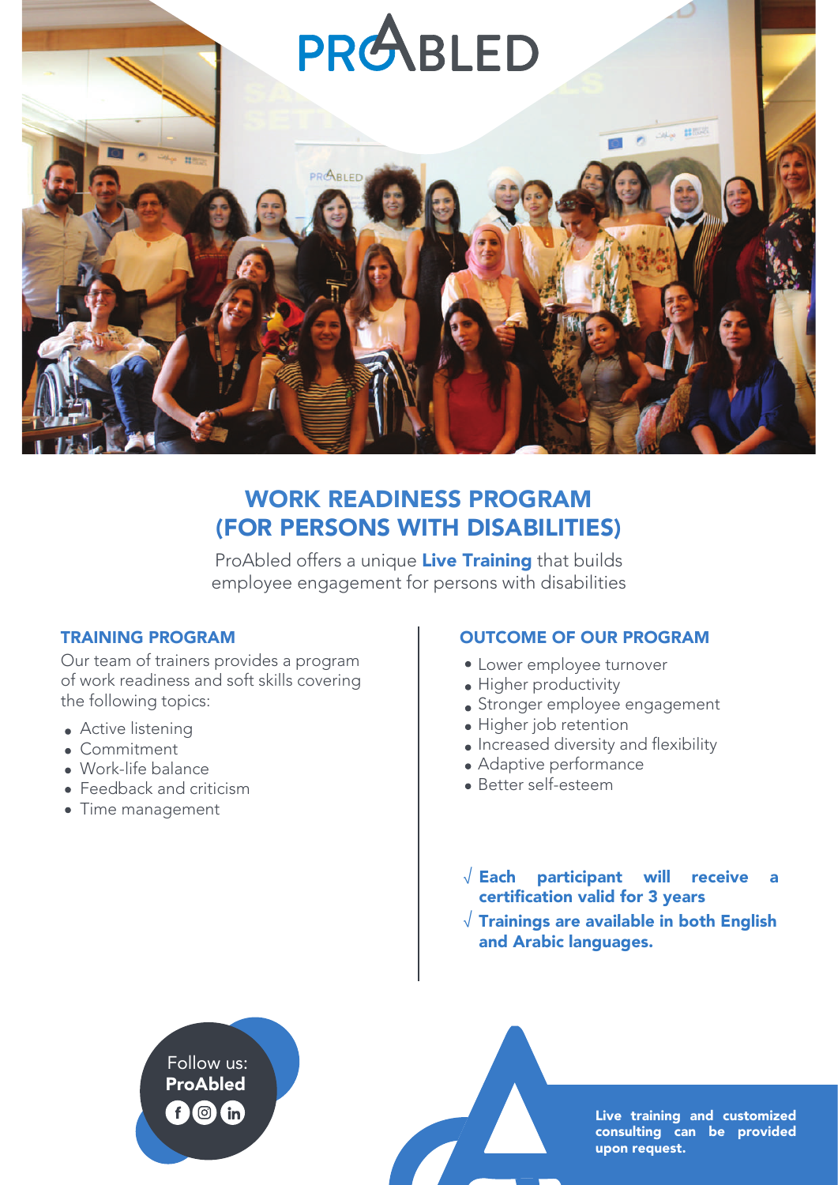# PROABLED

## WORK READINESS PROGRAM (FOR PERSONS WITH DISABILITIES)

ProAbled offers a unique **Live Training** that builds employee engagement for persons with disabilities

### TRAINING PROGRAM

Our team of trainers provides a program of work readiness and soft skills covering the following topics:

- Active listening
- Commitment
- Work-life balance
- Feedback and criticism
- Time management

### OUTCOME OF OUR PROGRAM

- Lower employee turnover
- Higher productivity
- Stronger employee engagement
- Higher job retention
- Increased diversity and flexibility
- Adaptive performance
- Better self-esteem

√ **Each participant will receive a certification valid for 3 years**

√ **Trainings are available in both English and Arabic languages.**

Follow us:
**ProAbled**

**Live training and customized consulting can be provided upon request.**